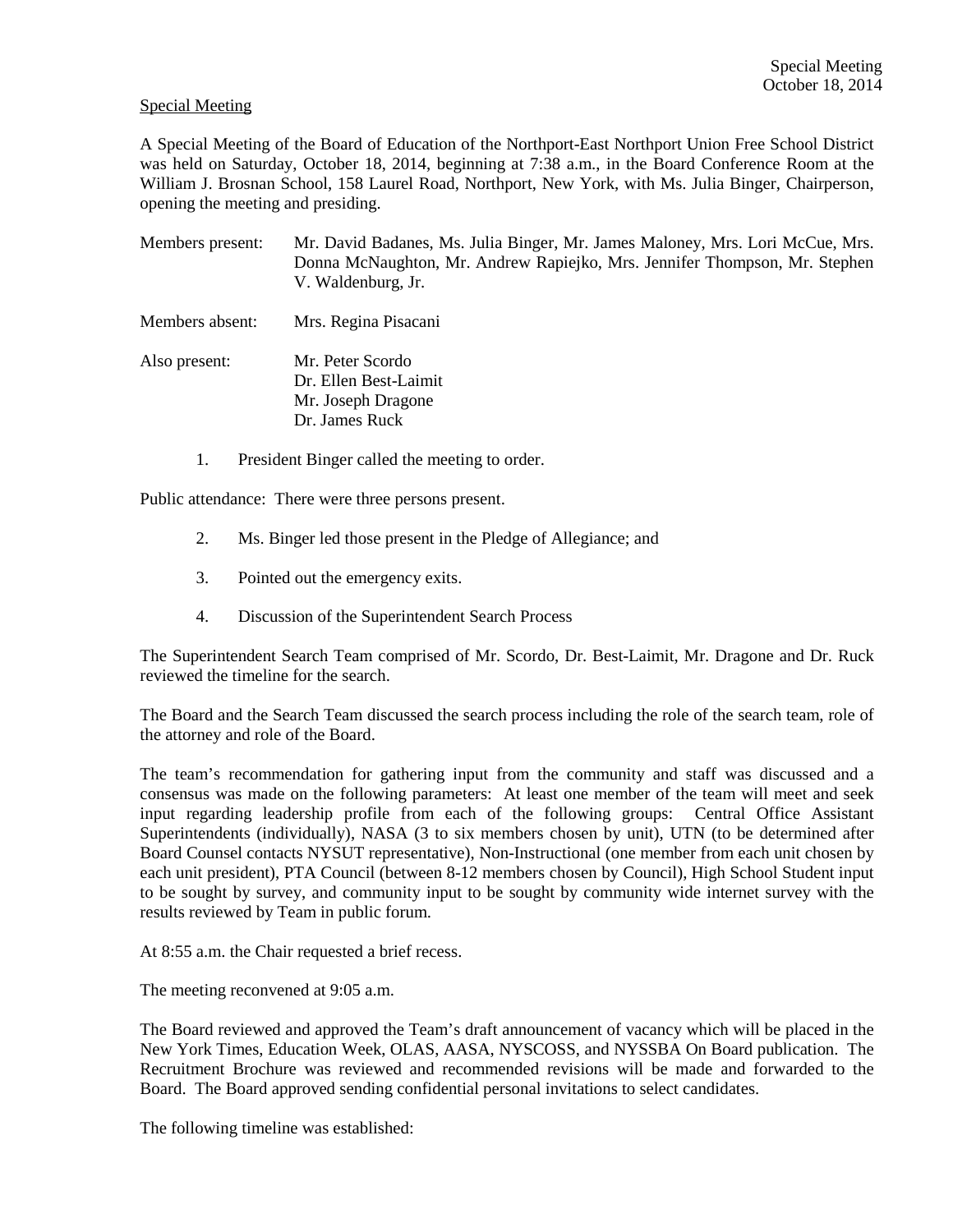Special Meeting

A Special Meeting of the Board of Education of the Northport-East Northport Union Free School District was held on Saturday, October 18, 2014, beginning at 7:38 a.m., in the Board Conference Room at the William J. Brosnan School, 158 Laurel Road, Northport, New York, with Ms. Julia Binger, Chairperson, opening the meeting and presiding.

Members present: Mr. David Badanes, Ms. Julia Binger, Mr. James Maloney, Mrs. Lori McCue, Mrs. Donna McNaughton, Mr. Andrew Rapiejko, Mrs. Jennifer Thompson, Mr. Stephen V. Waldenburg, Jr.

Members absent: Mrs. Regina Pisacani

Also present: Mr. Peter Scordo
Dr. Ellen Best-Laimit
Mr. Joseph Dragone
Dr. James Ruck

1. President Binger called the meeting to order.

Public attendance: There were three persons present.

2. Ms. Binger led those present in the Pledge of Allegiance; and

3. Pointed out the emergency exits.

4. Discussion of the Superintendent Search Process

The Superintendent Search Team comprised of Mr. Scordo, Dr. Best-Laimit, Mr. Dragone and Dr. Ruck reviewed the timeline for the search.

The Board and the Search Team discussed the search process including the role of the search team, role of the attorney and role of the Board.

The team's recommendation for gathering input from the community and staff was discussed and a consensus was made on the following parameters: At least one member of the team will meet and seek input regarding leadership profile from each of the following groups: Central Office Assistant Superintendents (individually), NASA (3 to six members chosen by unit), UTN (to be determined after Board Counsel contacts NYSUT representative), Non-Instructional (one member from each unit chosen by each unit president), PTA Council (between 8-12 members chosen by Council), High School Student input to be sought by survey, and community input to be sought by community wide internet survey with the results reviewed by Team in public forum.

At 8:55 a.m. the Chair requested a brief recess.

The meeting reconvened at 9:05 a.m.

The Board reviewed and approved the Team's draft announcement of vacancy which will be placed in the New York Times, Education Week, OLAS, AASA, NYSCOSS, and NYSSBA On Board publication. The Recruitment Brochure was reviewed and recommended revisions will be made and forwarded to the Board. The Board approved sending confidential personal invitations to select candidates.

The following timeline was established: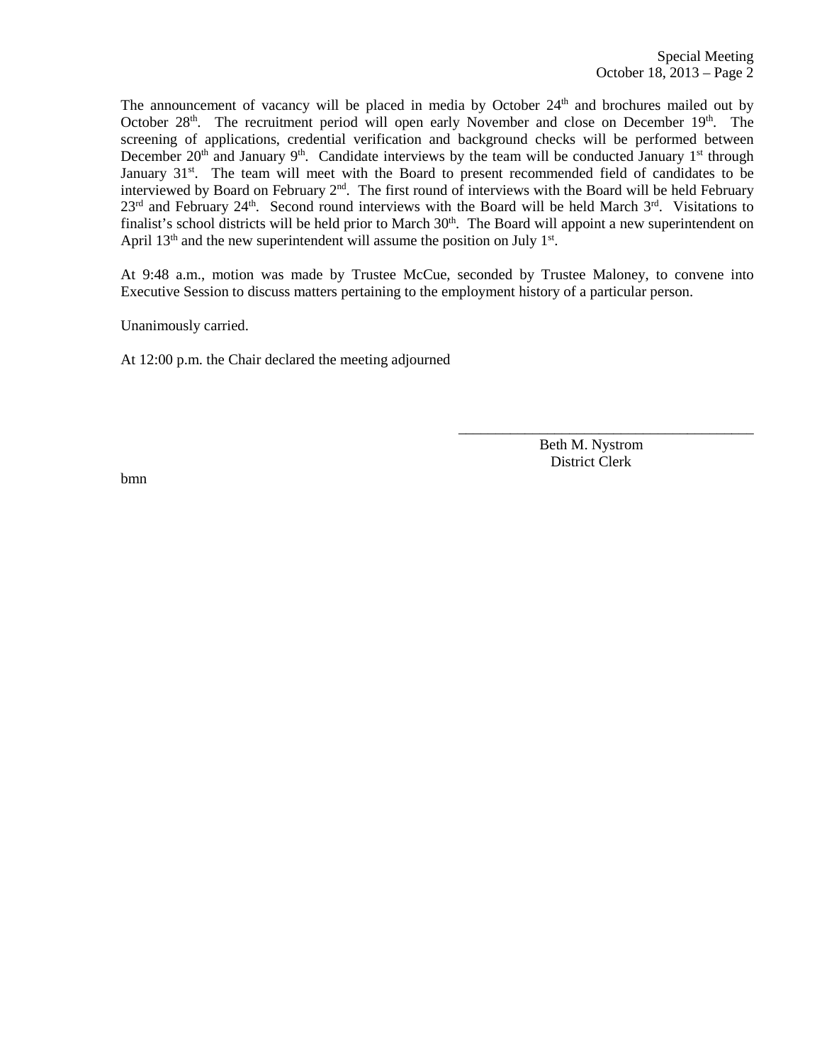The announcement of vacancy will be placed in media by October 24th and brochures mailed out by October 28th. The recruitment period will open early November and close on December 19th. The screening of applications, credential verification and background checks will be performed between December 20th and January 9th. Candidate interviews by the team will be conducted January 1st through January 31st. The team will meet with the Board to present recommended field of candidates to be interviewed by Board on February 2nd. The first round of interviews with the Board will be held February 23rd and February 24th. Second round interviews with the Board will be held March 3rd. Visitations to finalist's school districts will be held prior to March 30th. The Board will appoint a new superintendent on April 13th and the new superintendent will assume the position on July 1st.

At 9:48 a.m., motion was made by Trustee McCue, seconded by Trustee Maloney, to convene into Executive Session to discuss matters pertaining to the employment history of a particular person.

Unanimously carried.

At 12:00 p.m. the Chair declared the meeting adjourned

\_\_\_\_\_\_\_\_\_\_\_\_\_\_\_\_\_\_\_\_\_\_\_\_\_\_\_\_\_\_\_\_\_\_\_\_\_\_\_\_

Beth M. Nystrom
District Clerk

bmn